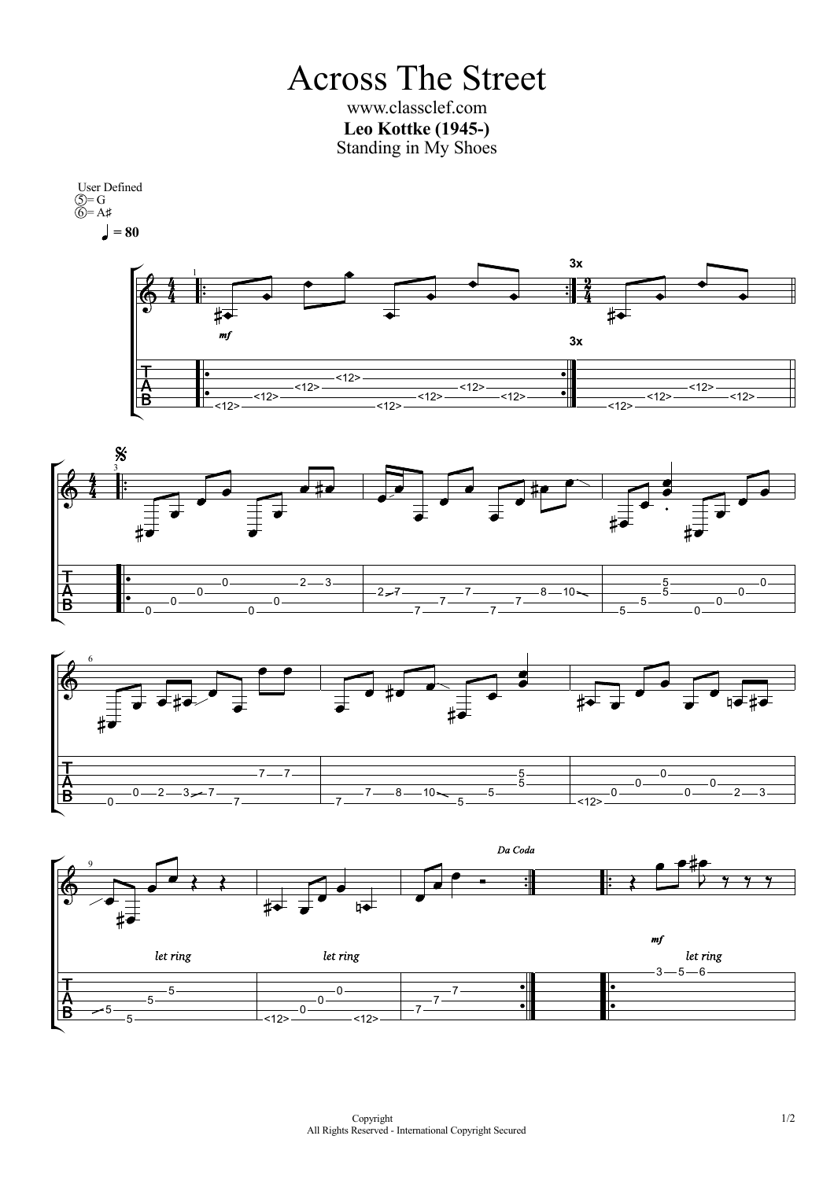# Across The Street

www.classclef.com

**Leo Kottke (1945-)**

Standing in My Shoes

User Defined
⑤= G
⑥= A♯

♩ = 80

*mf*

3x

*Da Coda*

*let ring*

*let ring*

*mf*

*let ring*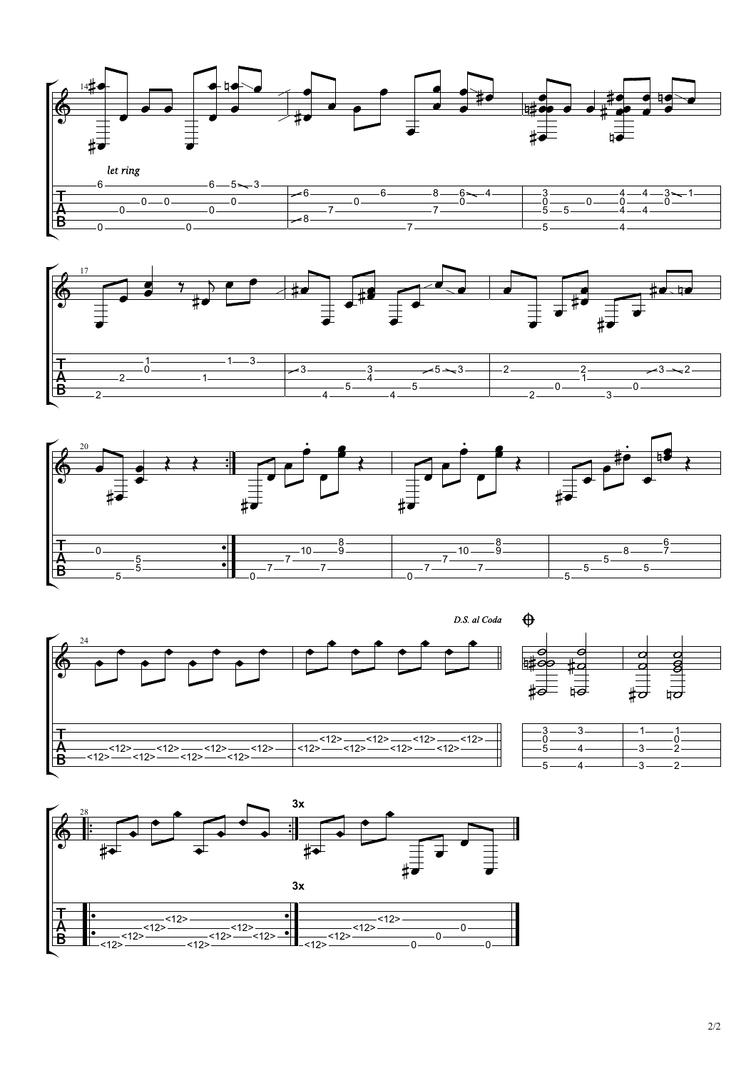*let ring*

*D.S. al Coda*

3x